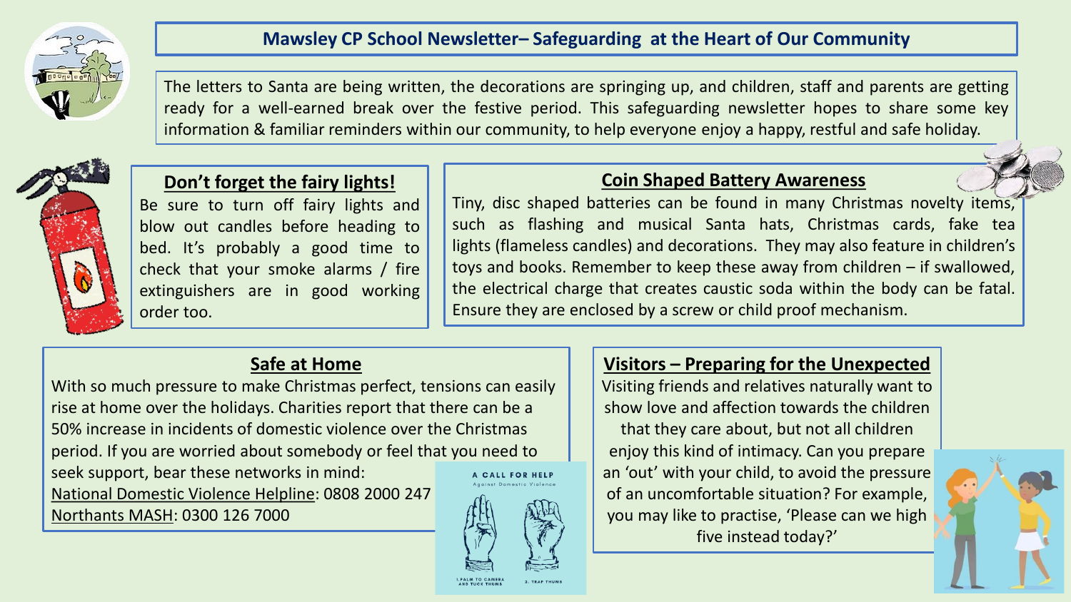# Mawsley CP School Newsletter– Safeguarding at the Heart of Our Community

The letters to Santa are being written, the decorations are springing up, and children, staff and parents are getting ready for a well-earned break over the festive period. This safeguarding newsletter hopes to share some key information & familiar reminders within our community, to help everyone enjoy a happy, restful and safe holiday.

## Don't forget the fairy lights!

Be sure to turn off fairy lights and blow out candles before heading to bed. It's probably a good time to check that your smoke alarms / fire extinguishers are in good working order too.

## Coin Shaped Battery Awareness

Tiny, disc shaped batteries can be found in many Christmas novelty items, such as flashing and musical Santa hats, Christmas cards, fake tea lights (flameless candles) and decorations. They may also feature in children's toys and books. Remember to keep these away from children – if swallowed, the electrical charge that creates caustic soda within the body can be fatal. Ensure they are enclosed by a screw or child proof mechanism.

## Safe at Home

With so much pressure to make Christmas perfect, tensions can easily rise at home over the holidays. Charities report that there can be a 50% increase in incidents of domestic violence over the Christmas period. If you are worried about somebody or feel that you need to seek support, bear these networks in mind:

National Domestic Violence Helpline: 0808 2000 247

Northants MASH: 0300 126 7000

A CALL FOR HELP

Against Domestic Violence

1. PALM TO CAMERA AND TUCK THUMB

2. TRAP THUMB

## Visitors – Preparing for the Unexpected

Visiting friends and relatives naturally want to show love and affection towards the children that they care about, but not all children enjoy this kind of intimacy. Can you prepare an 'out' with your child, to avoid the pressure of an uncomfortable situation? For example, you may like to practise, 'Please can we high five instead today?'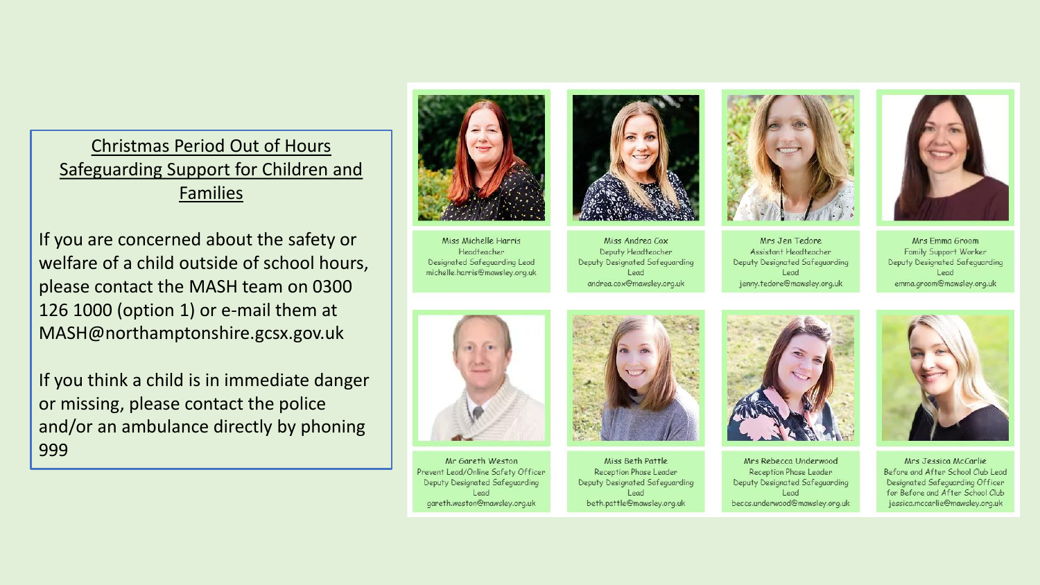## Christmas Period Out of Hours Safeguarding Support for Children and Families

If you are concerned about the safety or welfare of a child outside of school hours, please contact the MASH team on 0300 126 1000 (option 1) or e-mail them at MASH@northamptonshire.gcsx.gov.uk

If you think a child is in immediate danger or missing, please contact the police and/or an ambulance directly by phoning 999

Miss Michelle Harris
Headteacher
Designated Safeguarding Lead
michelle.harris@mawsley.org.uk

Miss Andrea Cox
Deputy Headteacher
Deputy Designated Safeguarding Lead
andrea.cox@mawsley.org.uk

Mrs Jen Tedore
Assistant Headteacher
Deputy Designated Safeguarding Lead
jenny.tedore@mawsley.org.uk

Mrs Emma Groom
Family Support Worker
Deputy Designated Safeguarding Lead
emma.groom@mawsley.org.uk

Mr Gareth Weston
Prevent Lead/Online Safety Officer
Deputy Designated Safeguarding Lead
gareth.weston@mawsley.org.uk

Miss Beth Pattle
Reception Phase Leader
Deputy Designated Safeguarding Lead
beth.pattle@mawsley.org.uk

Mrs Rebecca Underwood
Reception Phase Leader
Deputy Designated Safeguarding Lead
beccs.underwood@mawsley.org.uk

Mrs Jessica McCarlie
Before and After School Club Lead
Designated Safeguarding Officer for Before and After School Club
jessica.mccarlie@mawsley.org.uk